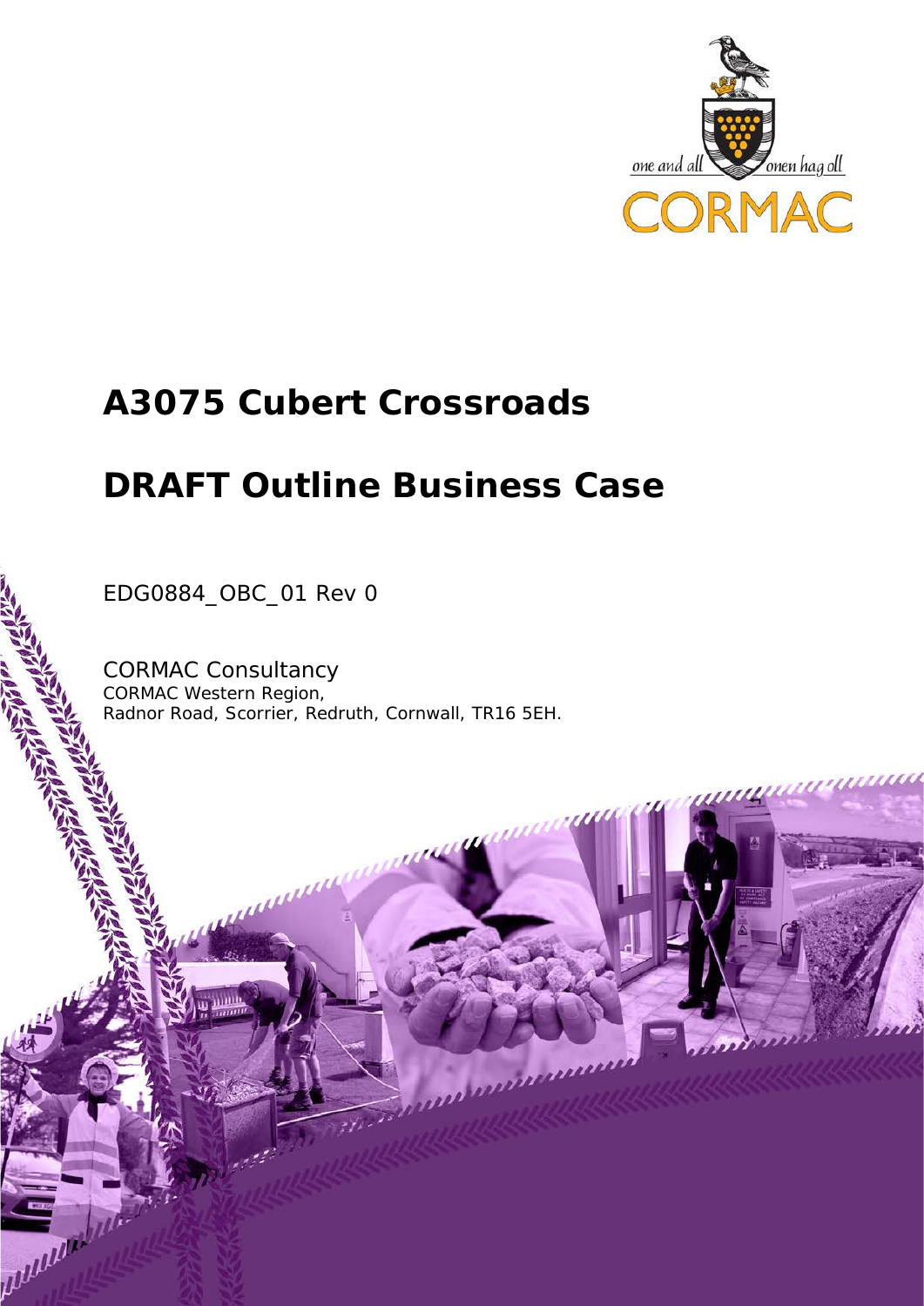# A3075 Cubert Crossroads

# DRAFT Outline Business Case

EDG0884_OBC_01 Rev 0

CORMAC Consultancy
CORMAC Western Region,
Radnor Road, Scorrier, Redruth, Cornwall, TR16 5EH.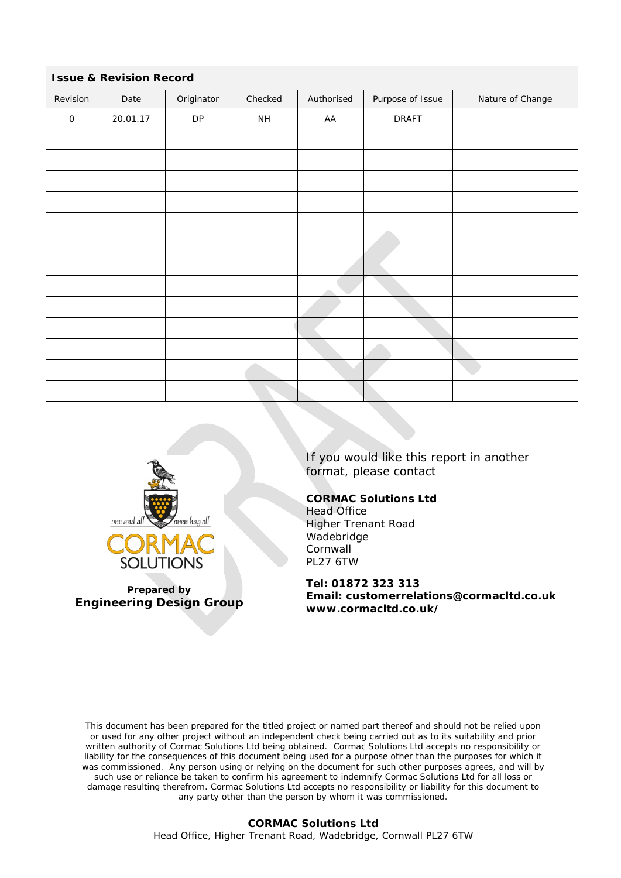| **Issue & Revision Record** | | | | | | |
|---|---|---|---|---|---|---|
| Revision | Date | Originator | Checked | Authorised | Purpose of Issue | Nature of Change |
| 0 | 20.01.17 | DP | NH | AA | DRAFT | |
| | | | | | | |
| | | | | | | |
| | | | | | | |
| | | | | | | |
| | | | | | | |
| | | | | | | |
| | | | | | | |
| | | | | | | |
| | | | | | | |
| | | | | | | |
| | | | | | | |
| | | | | | | |
| | | | | | | |

one and all — onen hag oll

CORMAC SOLUTIONS

**Prepared by**
**Engineering Design Group**

If you would like this report in another format, please contact

**CORMAC Solutions Ltd**
Head Office
Higher Trenant Road
Wadebridge
Cornwall
PL27 6TW

**Tel: 01872 323 313**
**Email: customerrelations@cormacltd.co.uk**
**www.cormacltd.co.uk/**

This document has been prepared for the titled project or named part thereof and should not be relied upon or used for any other project without an independent check being carried out as to its suitability and prior written authority of Cormac Solutions Ltd being obtained. Cormac Solutions Ltd accepts no responsibility or liability for the consequences of this document being used for a purpose other than the purposes for which it was commissioned. Any person using or relying on the document for such other purposes agrees, and will by such use or reliance be taken to confirm his agreement to indemnify Cormac Solutions Ltd for all loss or damage resulting therefrom. Cormac Solutions Ltd accepts no responsibility or liability for this document to any party other than the person by whom it was commissioned.

**CORMAC Solutions Ltd**
Head Office, Higher Trenant Road, Wadebridge, Cornwall PL27 6TW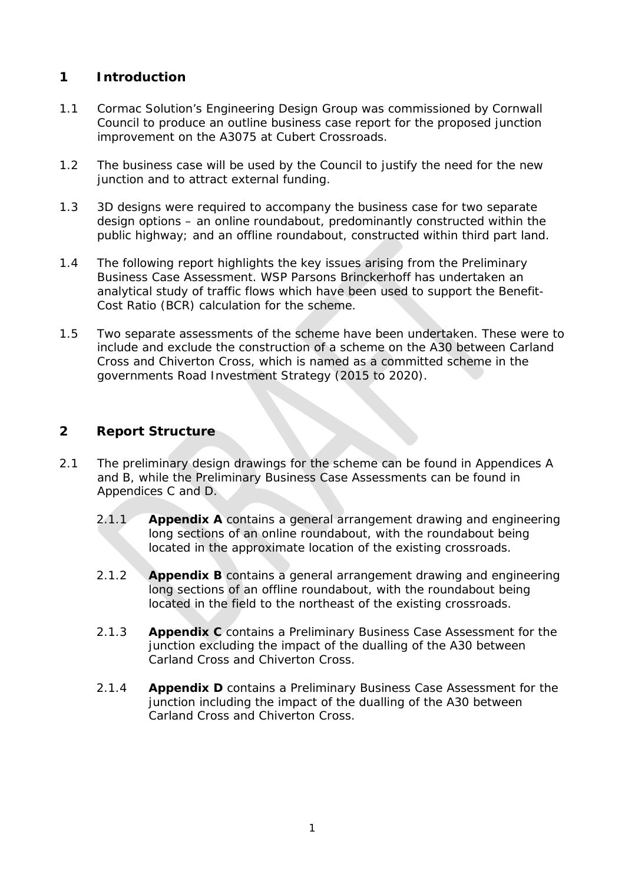## 1 Introduction

1.1 Cormac Solution's Engineering Design Group was commissioned by Cornwall Council to produce an outline business case report for the proposed junction improvement on the A3075 at Cubert Crossroads.

1.2 The business case will be used by the Council to justify the need for the new junction and to attract external funding.

1.3 3D designs were required to accompany the business case for two separate design options – an online roundabout, predominantly constructed within the public highway; and an offline roundabout, constructed within third part land.

1.4 The following report highlights the key issues arising from the Preliminary Business Case Assessment. WSP Parsons Brinckerhoff has undertaken an analytical study of traffic flows which have been used to support the Benefit-Cost Ratio (BCR) calculation for the scheme.

1.5 Two separate assessments of the scheme have been undertaken. These were to include and exclude the construction of a scheme on the A30 between Carland Cross and Chiverton Cross, which is named as a committed scheme in the governments Road Investment Strategy (2015 to 2020).

## 2 Report Structure

2.1 The preliminary design drawings for the scheme can be found in Appendices A and B, while the Preliminary Business Case Assessments can be found in Appendices C and D.

2.1.1 **Appendix A** contains a general arrangement drawing and engineering long sections of an online roundabout, with the roundabout being located in the approximate location of the existing crossroads.

2.1.2 **Appendix B** contains a general arrangement drawing and engineering long sections of an offline roundabout, with the roundabout being located in the field to the northeast of the existing crossroads.

2.1.3 **Appendix C** contains a Preliminary Business Case Assessment for the junction excluding the impact of the dualling of the A30 between Carland Cross and Chiverton Cross.

2.1.4 **Appendix D** contains a Preliminary Business Case Assessment for the junction including the impact of the dualling of the A30 between Carland Cross and Chiverton Cross.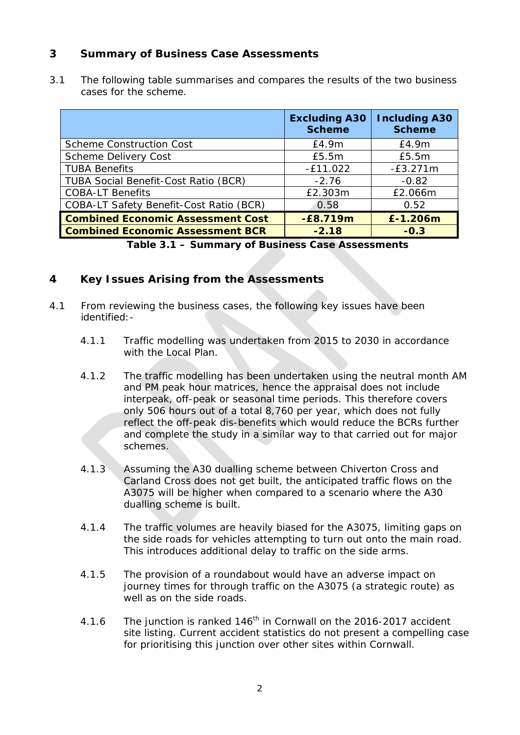## 3 Summary of Business Case Assessments

3.1 The following table summarises and compares the results of the two business cases for the scheme.

| | **Excluding A30 Scheme** | **Including A30 Scheme** |
|---|---|---|
| Scheme Construction Cost | £4.9m | £4.9m |
| Scheme Delivery Cost | £5.5m | £5.5m |
| TUBA Benefits | -£11.022 | -£3.271m |
| TUBA Social Benefit-Cost Ratio (BCR) | -2.76 | -0.82 |
| COBA-LT Benefits | £2.303m | £2.066m |
| COBA-LT Safety Benefit-Cost Ratio (BCR) | 0.58 | 0.52 |
| **Combined Economic Assessment Cost** | **-£8.719m** | **£-1.206m** |
| **Combined Economic Assessment BCR** | **-2.18** | **-0.3** |

**Table 3.1 – Summary of Business Case Assessments**

## 4 Key Issues Arising from the Assessments

4.1 From reviewing the business cases, the following key issues have been identified:-

4.1.1 Traffic modelling was undertaken from 2015 to 2030 in accordance with the Local Plan.

4.1.2 The traffic modelling has been undertaken using the neutral month AM and PM peak hour matrices, hence the appraisal does not include interpeak, off-peak or seasonal time periods. This therefore covers only 506 hours out of a total 8,760 per year, which does not fully reflect the off-peak dis-benefits which would reduce the BCRs further and complete the study in a similar way to that carried out for major schemes.

4.1.3 Assuming the A30 dualling scheme between Chiverton Cross and Carland Cross does not get built, the anticipated traffic flows on the A3075 will be higher when compared to a scenario where the A30 dualling scheme is built.

4.1.4 The traffic volumes are heavily biased for the A3075, limiting gaps on the side roads for vehicles attempting to turn out onto the main road. This introduces additional delay to traffic on the side arms.

4.1.5 The provision of a roundabout would have an adverse impact on journey times for through traffic on the A3075 (a strategic route) as well as on the side roads.

4.1.6 The junction is ranked 146th in Cornwall on the 2016-2017 accident site listing. Current accident statistics do not present a compelling case for prioritising this junction over other sites within Cornwall.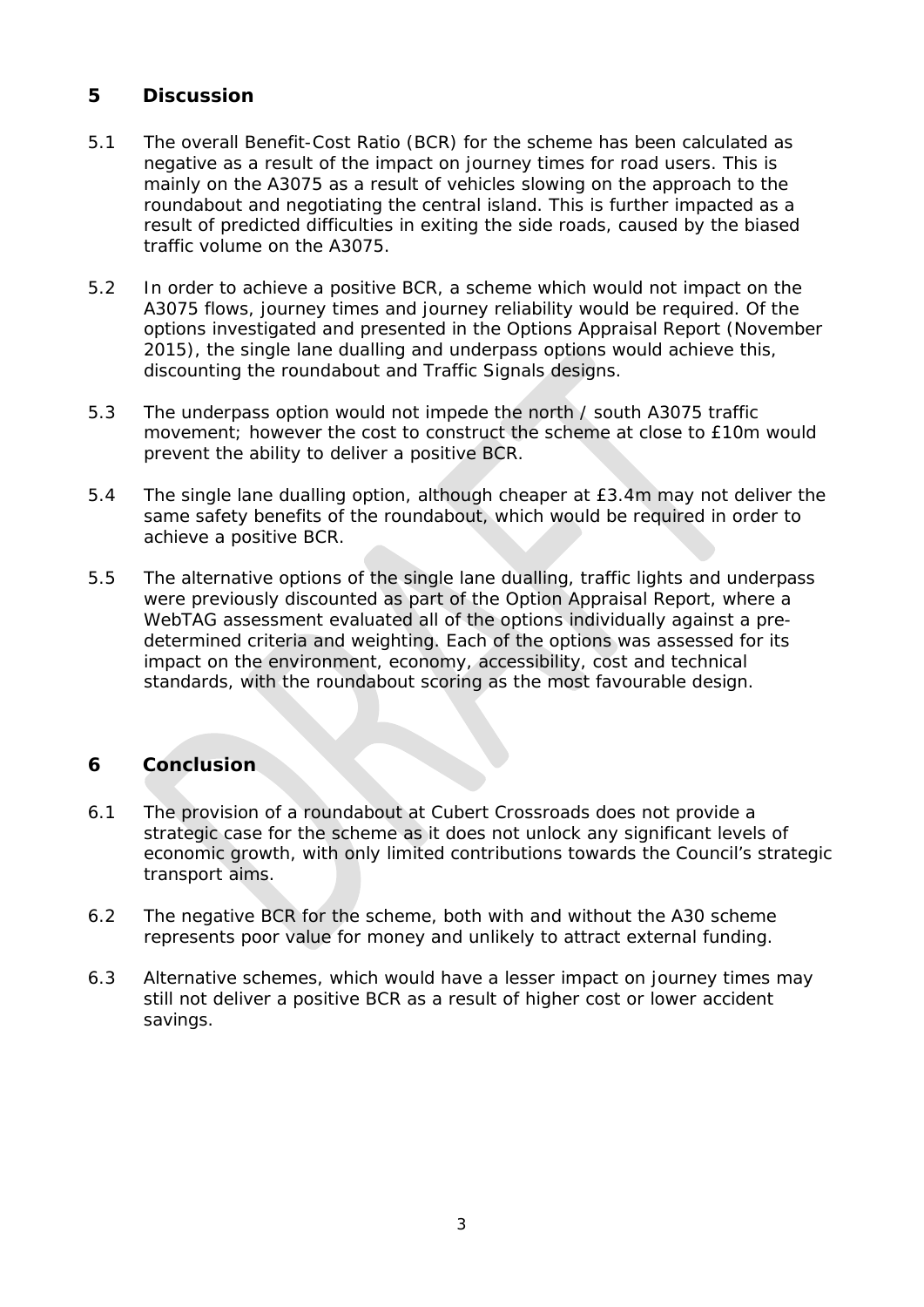## 5 Discussion

5.1 The overall Benefit-Cost Ratio (BCR) for the scheme has been calculated as negative as a result of the impact on journey times for road users. This is mainly on the A3075 as a result of vehicles slowing on the approach to the roundabout and negotiating the central island. This is further impacted as a result of predicted difficulties in exiting the side roads, caused by the biased traffic volume on the A3075.

5.2 In order to achieve a positive BCR, a scheme which would not impact on the A3075 flows, journey times and journey reliability would be required. Of the options investigated and presented in the Options Appraisal Report (November 2015), the single lane dualling and underpass options would achieve this, discounting the roundabout and Traffic Signals designs.

5.3 The underpass option would not impede the north / south A3075 traffic movement; however the cost to construct the scheme at close to £10m would prevent the ability to deliver a positive BCR.

5.4 The single lane dualling option, although cheaper at £3.4m may not deliver the same safety benefits of the roundabout, which would be required in order to achieve a positive BCR.

5.5 The alternative options of the single lane dualling, traffic lights and underpass were previously discounted as part of the Option Appraisal Report, where a WebTAG assessment evaluated all of the options individually against a pre-determined criteria and weighting. Each of the options was assessed for its impact on the environment, economy, accessibility, cost and technical standards, with the roundabout scoring as the most favourable design.

## 6 Conclusion

6.1 The provision of a roundabout at Cubert Crossroads does not provide a strategic case for the scheme as it does not unlock any significant levels of economic growth, with only limited contributions towards the Council's strategic transport aims.

6.2 The negative BCR for the scheme, both with and without the A30 scheme represents poor value for money and unlikely to attract external funding.

6.3 Alternative schemes, which would have a lesser impact on journey times may still not deliver a positive BCR as a result of higher cost or lower accident savings.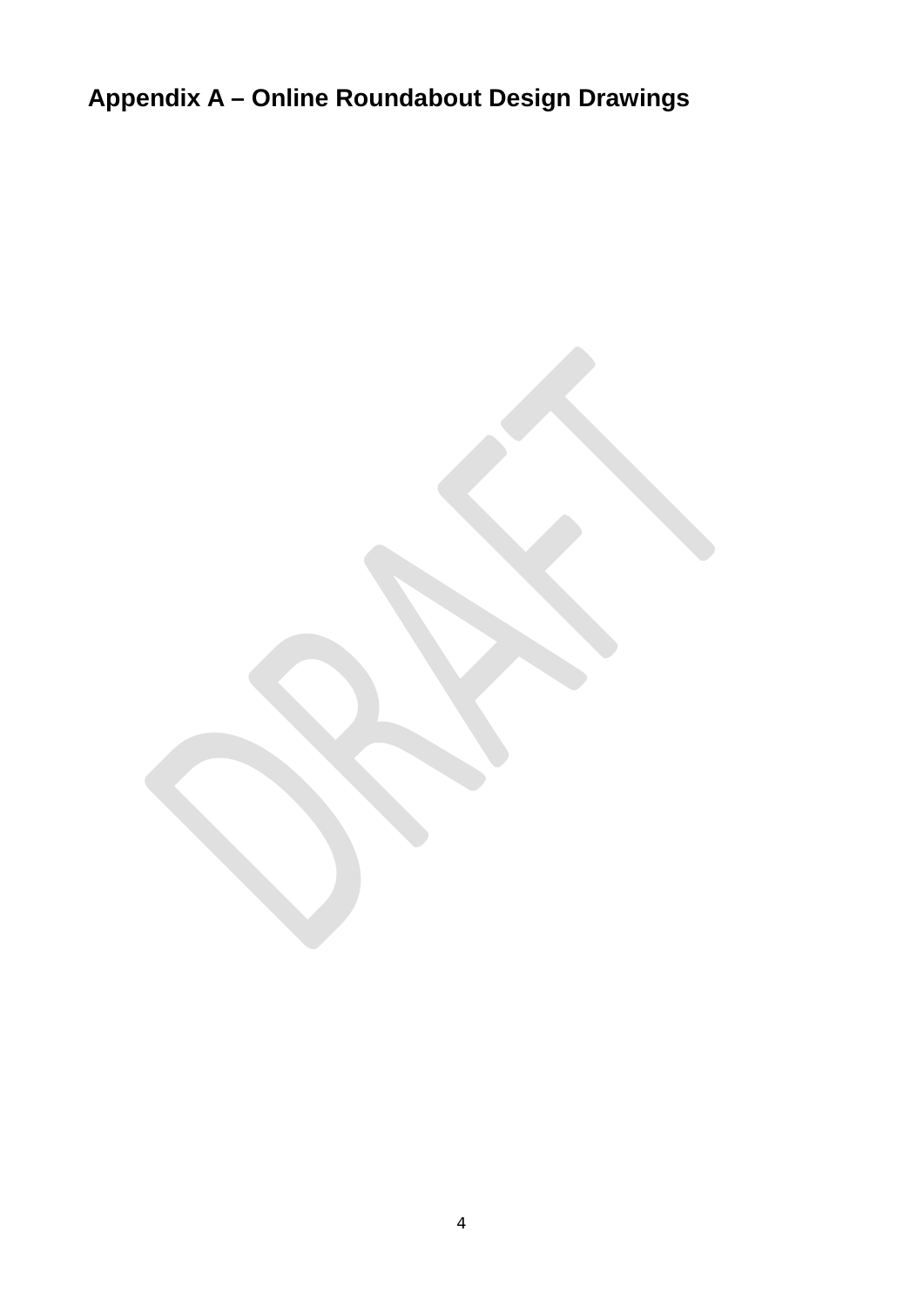# Appendix A – Online Roundabout Design Drawings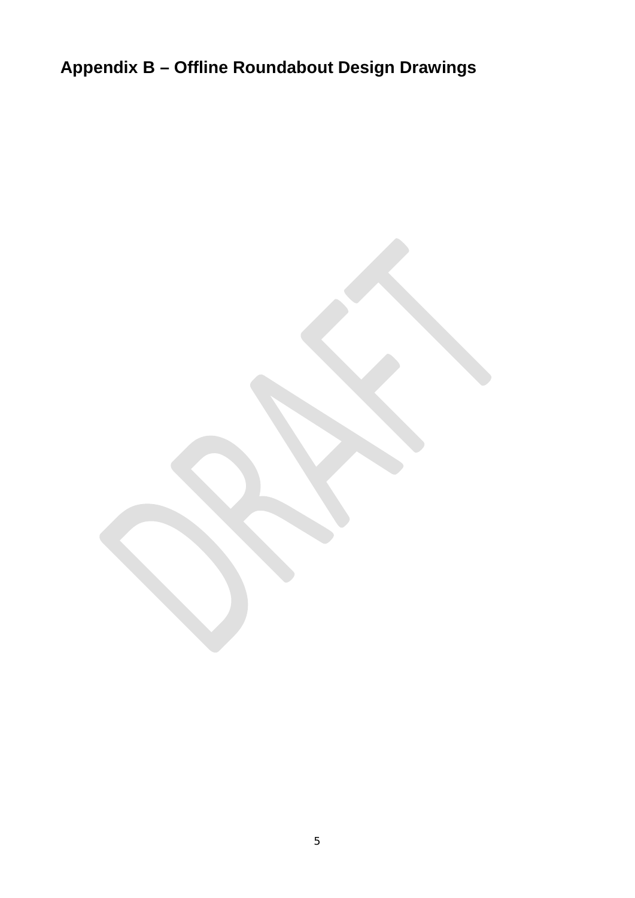## Appendix B – Offline Roundabout Design Drawings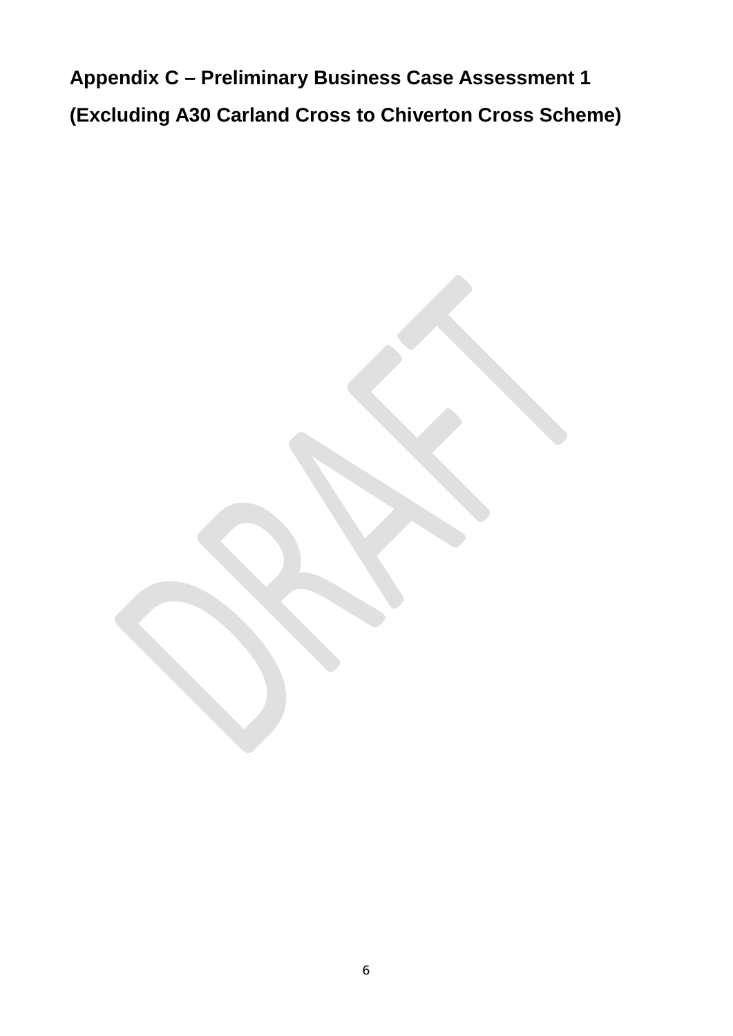# Appendix C – Preliminary Business Case Assessment 1

# (Excluding A30 Carland Cross to Chiverton Cross Scheme)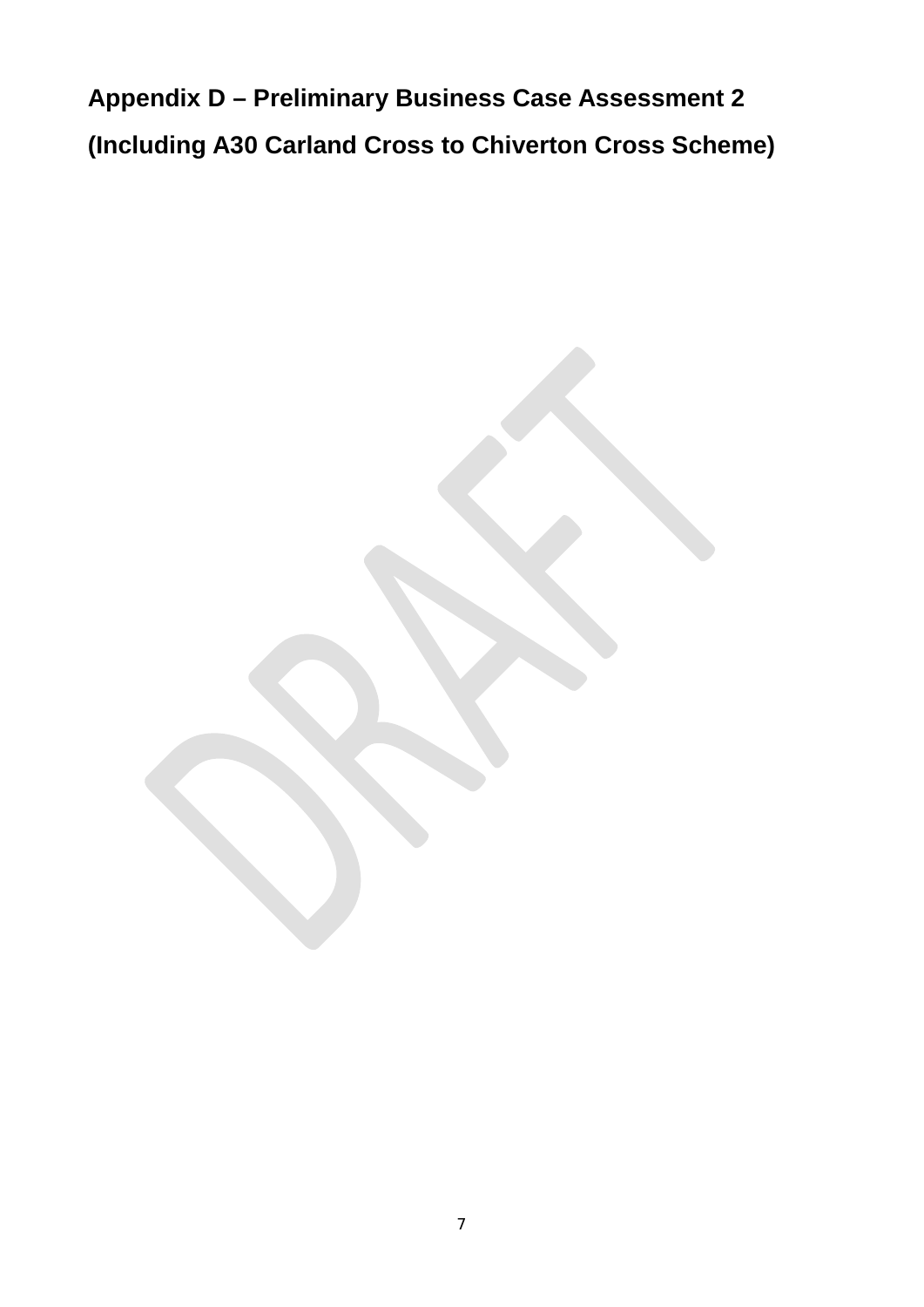# Appendix D – Preliminary Business Case Assessment 2

# (Including A30 Carland Cross to Chiverton Cross Scheme)

DRAFT